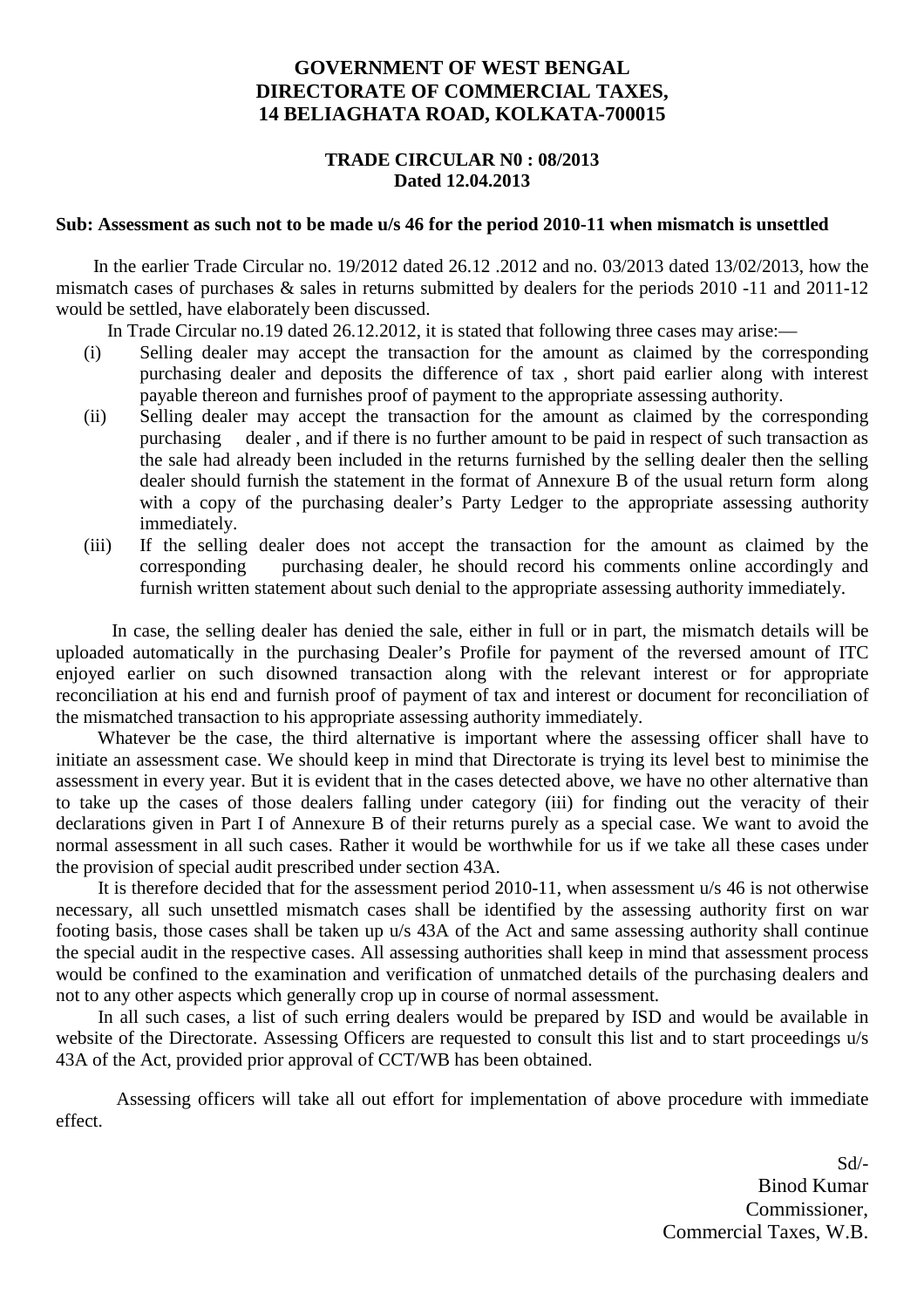**GOVERNMENT OF WEST BENGAL**
**DIRECTORATE OF COMMERCIAL TAXES,**
**14 BELIAGHATA ROAD, KOLKATA-700015**

**TRADE CIRCULAR N0 : 08/2013**
**Dated 12.04.2013**

**Sub: Assessment as such not to be made u/s 46 for the period 2010-11 when mismatch is unsettled**

In the earlier Trade Circular no. 19/2012 dated 26.12 .2012 and no. 03/2013 dated 13/02/2013, how the mismatch cases of purchases & sales in returns submitted by dealers for the periods 2010 -11 and 2011-12 would be settled, have elaborately been discussed.

In Trade Circular no.19 dated 26.12.2012, it is stated that following three cases may arise:—

(i) Selling dealer may accept the transaction for the amount as claimed by the corresponding purchasing dealer and deposits the difference of tax , short paid earlier along with interest payable thereon and furnishes proof of payment to the appropriate assessing authority.

(ii) Selling dealer may accept the transaction for the amount as claimed by the corresponding purchasing dealer , and if there is no further amount to be paid in respect of such transaction as the sale had already been included in the returns furnished by the selling dealer then the selling dealer should furnish the statement in the format of Annexure B of the usual return form along with a copy of the purchasing dealer's Party Ledger to the appropriate assessing authority immediately.

(iii) If the selling dealer does not accept the transaction for the amount as claimed by the corresponding purchasing dealer, he should record his comments online accordingly and furnish written statement about such denial to the appropriate assessing authority immediately.

In case, the selling dealer has denied the sale, either in full or in part, the mismatch details will be uploaded automatically in the purchasing Dealer's Profile for payment of the reversed amount of ITC enjoyed earlier on such disowned transaction along with the relevant interest or for appropriate reconciliation at his end and furnish proof of payment of tax and interest or document for reconciliation of the mismatched transaction to his appropriate assessing authority immediately.

Whatever be the case, the third alternative is important where the assessing officer shall have to initiate an assessment case. We should keep in mind that Directorate is trying its level best to minimise the assessment in every year. But it is evident that in the cases detected above, we have no other alternative than to take up the cases of those dealers falling under category (iii) for finding out the veracity of their declarations given in Part I of Annexure B of their returns purely as a special case. We want to avoid the normal assessment in all such cases. Rather it would be worthwhile for us if we take all these cases under the provision of special audit prescribed under section 43A.

It is therefore decided that for the assessment period 2010-11, when assessment u/s 46 is not otherwise necessary, all such unsettled mismatch cases shall be identified by the assessing authority first on war footing basis, those cases shall be taken up u/s 43A of the Act and same assessing authority shall continue the special audit in the respective cases. All assessing authorities shall keep in mind that assessment process would be confined to the examination and verification of unmatched details of the purchasing dealers and not to any other aspects which generally crop up in course of normal assessment.

In all such cases, a list of such erring dealers would be prepared by ISD and would be available in website of the Directorate. Assessing Officers are requested to consult this list and to start proceedings u/s 43A of the Act, provided prior approval of CCT/WB has been obtained.

Assessing officers will take all out effort for implementation of above procedure with immediate effect.

Sd/-
Binod Kumar
Commissioner,
Commercial Taxes, W.B.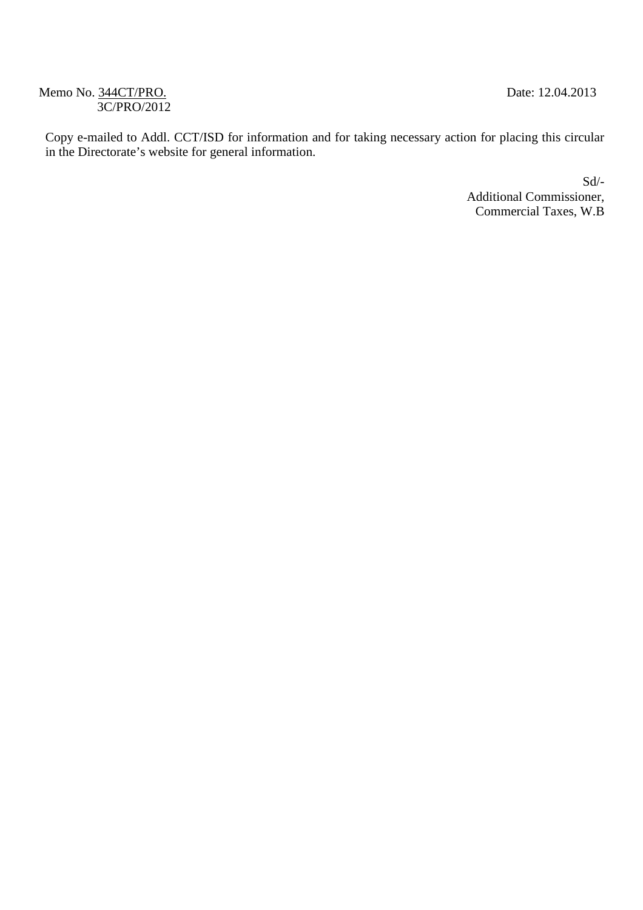Memo No. 344CT/PRO.
3C/PRO/2012

Date: 12.04.2013

Copy e-mailed to Addl. CCT/ISD for information and for taking necessary action for placing this circular in the Directorate's website for general information.

Sd/-
Additional Commissioner,
Commercial Taxes, W.B